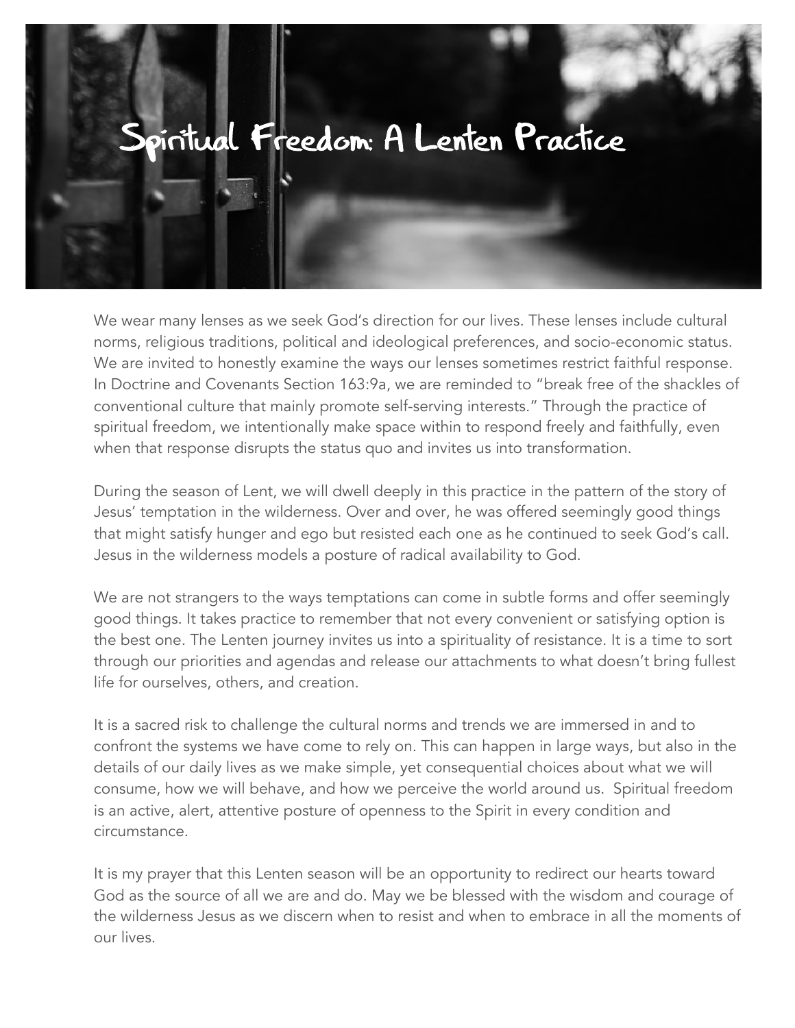# Spiritual Freedom: A Lenten Practice

We wear many lenses as we seek God's direction for our lives. These lenses include cultural norms, religious traditions, political and ideological preferences, and socio-economic status. We are invited to honestly examine the ways our lenses sometimes restrict faithful response. In Doctrine and Covenants Section 163:9a, we are reminded to "break free of the shackles of conventional culture that mainly promote self-serving interests." Through the practice of spiritual freedom, we intentionally make space within to respond freely and faithfully, even when that response disrupts the status quo and invites us into transformation.

During the season of Lent, we will dwell deeply in this practice in the pattern of the story of Jesus' temptation in the wilderness. Over and over, he was offered seemingly good things that might satisfy hunger and ego but resisted each one as he continued to seek God's call. Jesus in the wilderness models a posture of radical availability to God.

We are not strangers to the ways temptations can come in subtle forms and offer seemingly good things. It takes practice to remember that not every convenient or satisfying option is the best one. The Lenten journey invites us into a spirituality of resistance. It is a time to sort through our priorities and agendas and release our attachments to what doesn't bring fullest life for ourselves, others, and creation.

It is a sacred risk to challenge the cultural norms and trends we are immersed in and to confront the systems we have come to rely on. This can happen in large ways, but also in the details of our daily lives as we make simple, yet consequential choices about what we will consume, how we will behave, and how we perceive the world around us. Spiritual freedom is an active, alert, attentive posture of openness to the Spirit in every condition and circumstance.

It is my prayer that this Lenten season will be an opportunity to redirect our hearts toward God as the source of all we are and do. May we be blessed with the wisdom and courage of the wilderness Jesus as we discern when to resist and when to embrace in all the moments of our lives.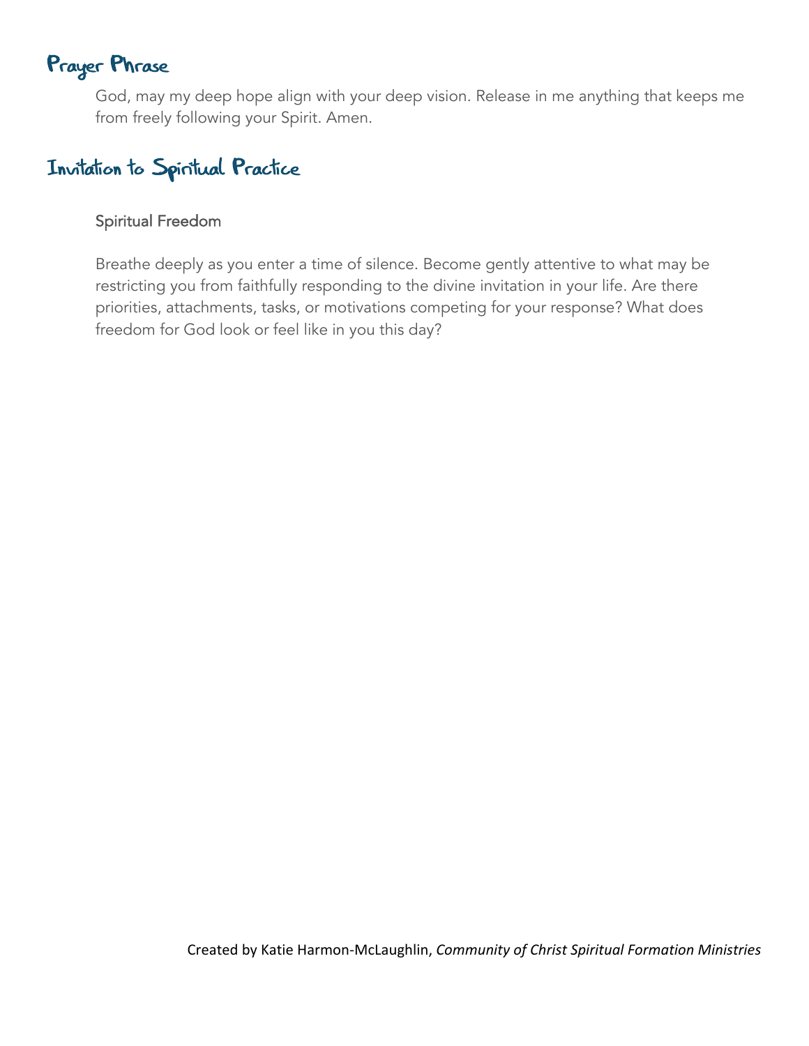## Prayer Phrase

God, may my deep hope align with your deep vision. Release in me anything that keeps me from freely following your Spirit. Amen.

## Invitation to Spiritual Practice

### Spiritual Freedom

Breathe deeply as you enter a time of silence. Become gently attentive to what may be restricting you from faithfully responding to the divine invitation in your life. Are there priorities, attachments, tasks, or motivations competing for your response? What does freedom for God look or feel like in you this day?

Created by Katie Harmon-McLaughlin, *Community of Christ Spiritual Formation Ministries*